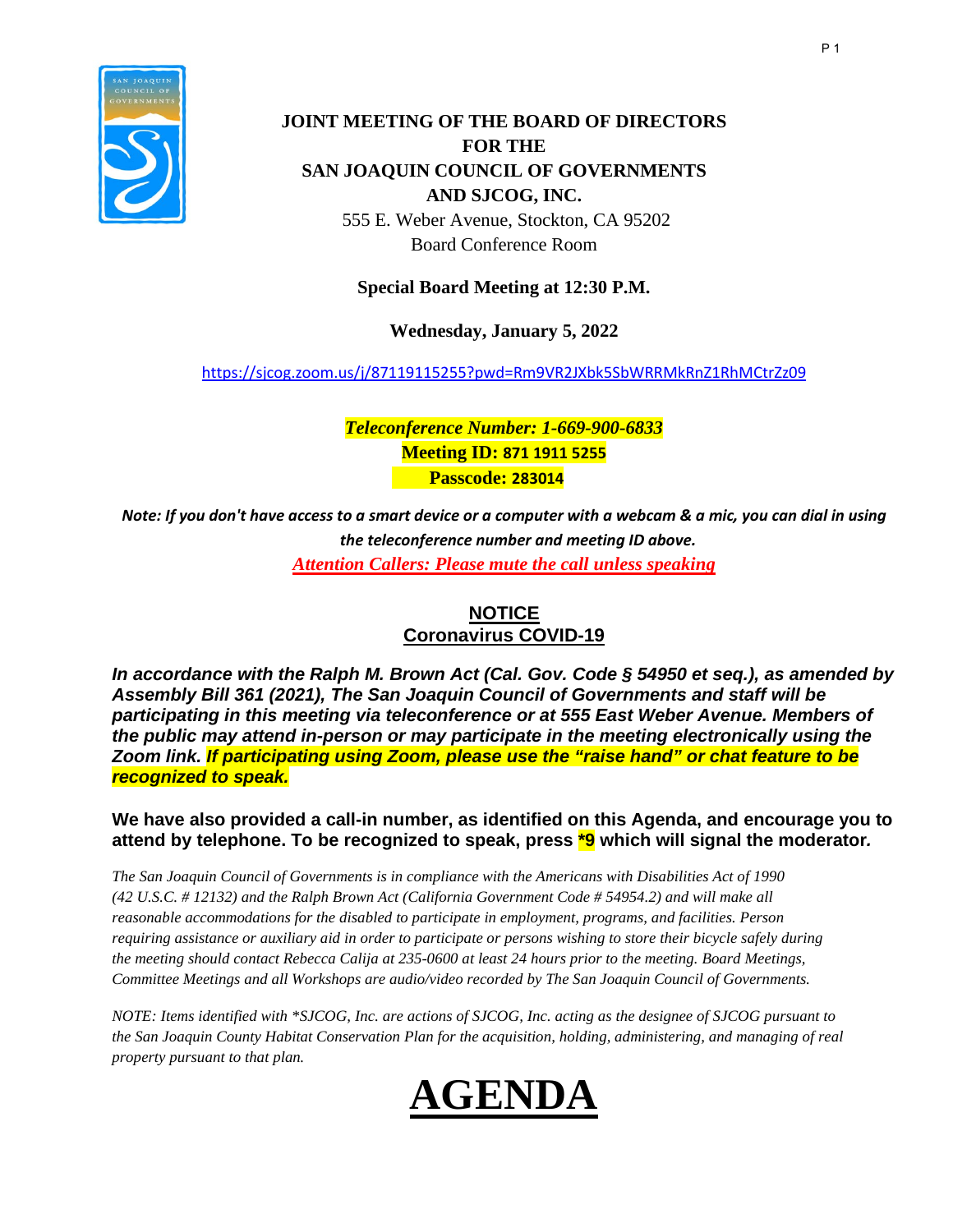# JOINT MEETING OF THE BOARD OF DIRECTORS FOR THE SAN JOAQUIN COUNCIL OF GOVERNMENTS AND SJCOG, INC.

555 E. Weber Avenue, Stockton, CA 95202
Board Conference Room

**Special Board Meeting at 12:30 P.M.**

**Wednesday, January 5, 2022**

https://sjcog.zoom.us/j/87119115255?pwd=Rm9VR2JXbk5SbWRRMkRnZ1RhMCtrZz09

***Teleconference Number: 1-669-900-6833***
**Meeting ID: 871 1911 5255**
**Passcode: 283014**

***Note: If you don't have access to a smart device or a computer with a webcam & a mic, you can dial in using the teleconference number and meeting ID above.***

***Attention Callers: Please mute the call unless speaking***

## NOTICE
## Coronavirus COVID-19

***In accordance with the Ralph M. Brown Act (Cal. Gov. Code § 54950 et seq.), as amended by Assembly Bill 361 (2021), The San Joaquin Council of Governments and staff will be participating in this meeting via teleconference or at 555 East Weber Avenue. Members of the public may attend in-person or may participate in the meeting electronically using the Zoom link. If participating using Zoom, please use the "raise hand" or chat feature to be recognized to speak.***

**We have also provided a call-in number, as identified on this Agenda, and encourage you to attend by telephone. To be recognized to speak, press *9 which will signal the moderator.**

*The San Joaquin Council of Governments is in compliance with the Americans with Disabilities Act of 1990 (42 U.S.C. # 12132) and the Ralph Brown Act (California Government Code # 54954.2) and will make all reasonable accommodations for the disabled to participate in employment, programs, and facilities. Person requiring assistance or auxiliary aid in order to participate or persons wishing to store their bicycle safely during the meeting should contact Rebecca Calija at 235-0600 at least 24 hours prior to the meeting. Board Meetings, Committee Meetings and all Workshops are audio/video recorded by The San Joaquin Council of Governments.*

*NOTE: Items identified with *SJCOG, Inc. are actions of SJCOG, Inc. acting as the designee of SJCOG pursuant to the San Joaquin County Habitat Conservation Plan for the acquisition, holding, administering, and managing of real property pursuant to that plan.*

# AGENDA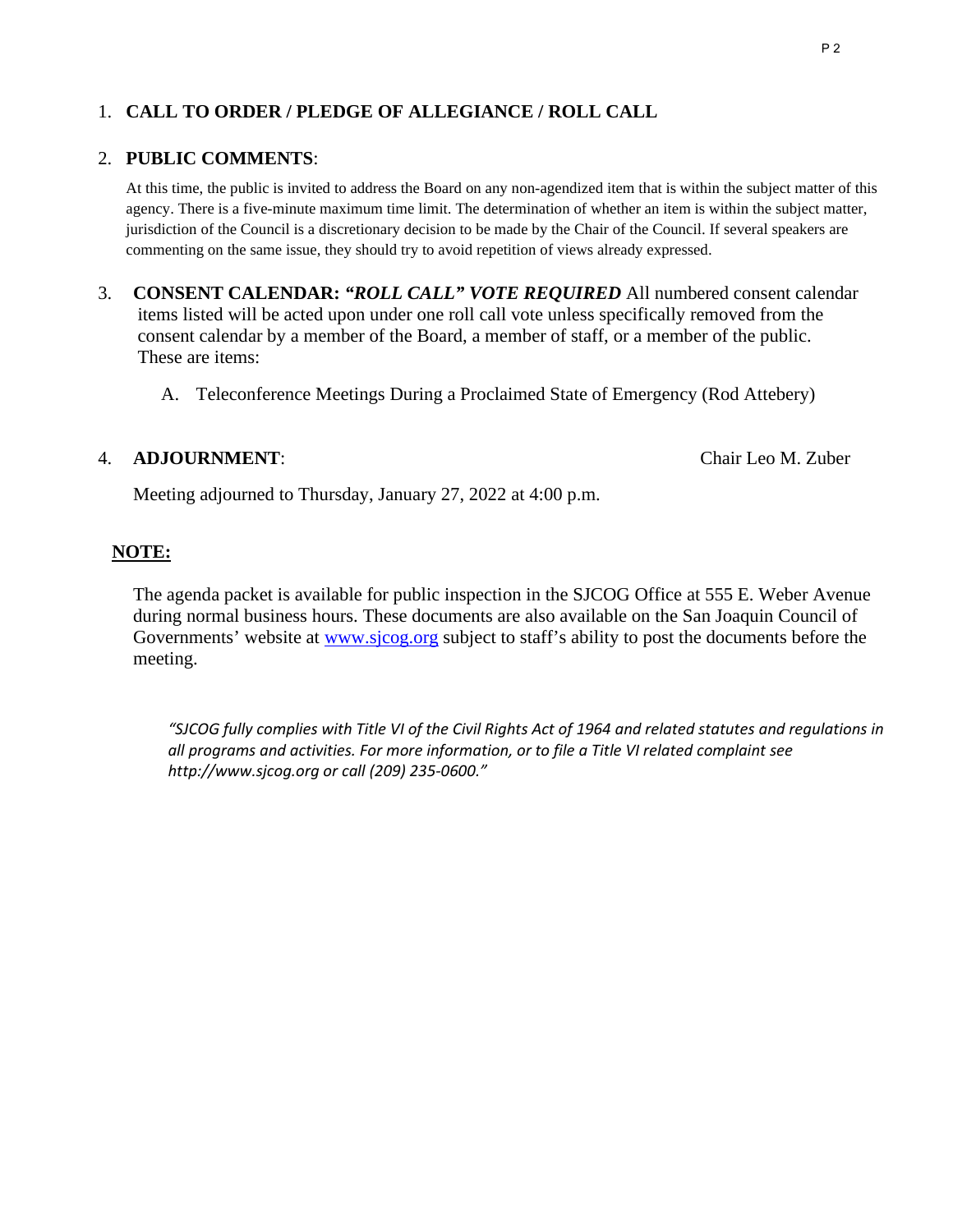1. **CALL TO ORDER / PLEDGE OF ALLEGIANCE / ROLL CALL**

2. **PUBLIC COMMENTS**:

   At this time, the public is invited to address the Board on any non-agendized item that is within the subject matter of this agency. There is a five-minute maximum time limit. The determination of whether an item is within the subject matter, jurisdiction of the Council is a discretionary decision to be made by the Chair of the Council. If several speakers are commenting on the same issue, they should try to avoid repetition of views already expressed.

3. **CONSENT CALENDAR:** ***"ROLL CALL" VOTE REQUIRED*** All numbered consent calendar items listed will be acted upon under one roll call vote unless specifically removed from the consent calendar by a member of the Board, a member of staff, or a member of the public. These are items:

   A. Teleconference Meetings During a Proclaimed State of Emergency (Rod Attebery)

4. **ADJOURNMENT**: Chair Leo M. Zuber

   Meeting adjourned to Thursday, January 27, 2022 at 4:00 p.m.

**NOTE:**

The agenda packet is available for public inspection in the SJCOG Office at 555 E. Weber Avenue during normal business hours. These documents are also available on the San Joaquin Council of Governments' website at www.sjcog.org subject to staff's ability to post the documents before the meeting.

*"SJCOG fully complies with Title VI of the Civil Rights Act of 1964 and related statutes and regulations in all programs and activities. For more information, or to file a Title VI related complaint see http://www.sjcog.org or call (209) 235-0600."*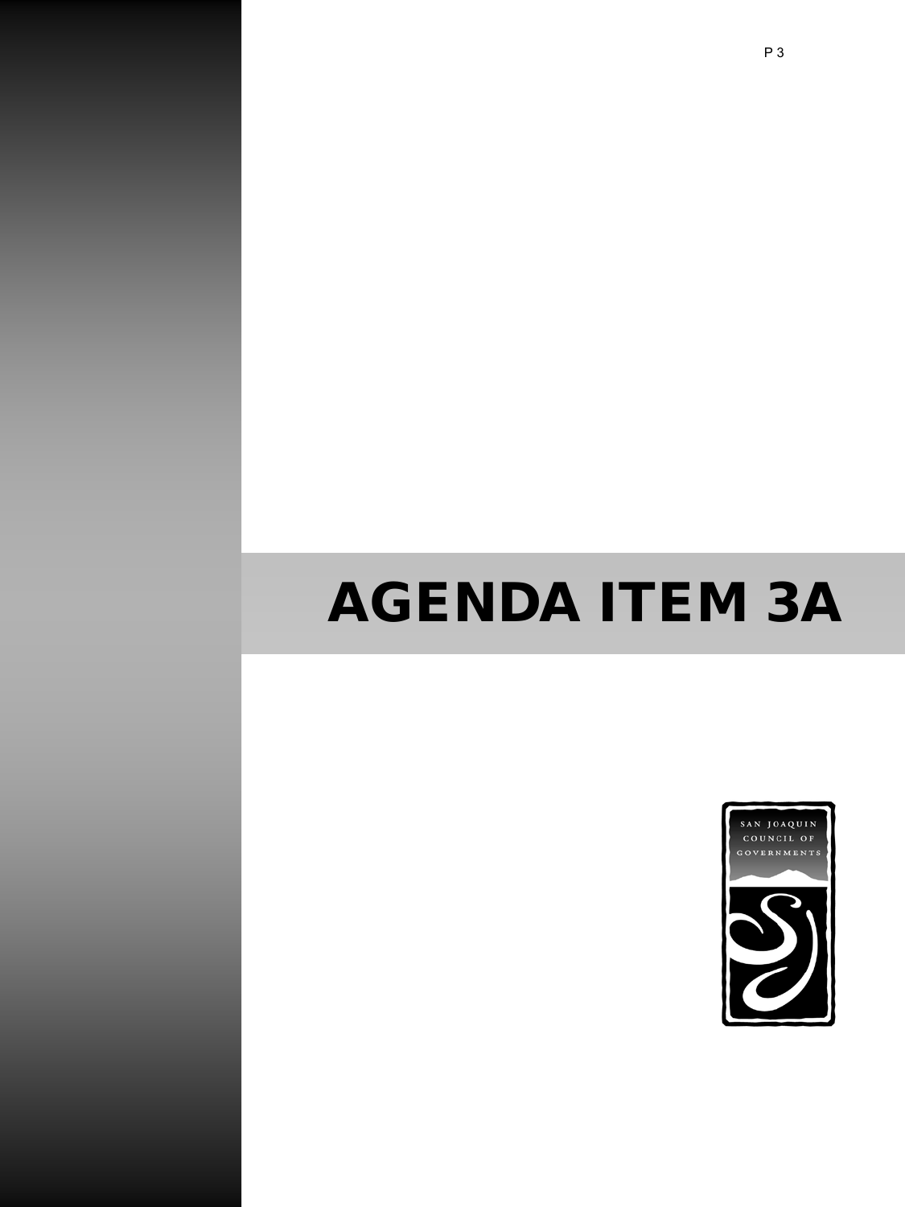# AGENDA ITEM 3A

SAN JOAQUIN
COUNCIL OF
GOVERNMENTS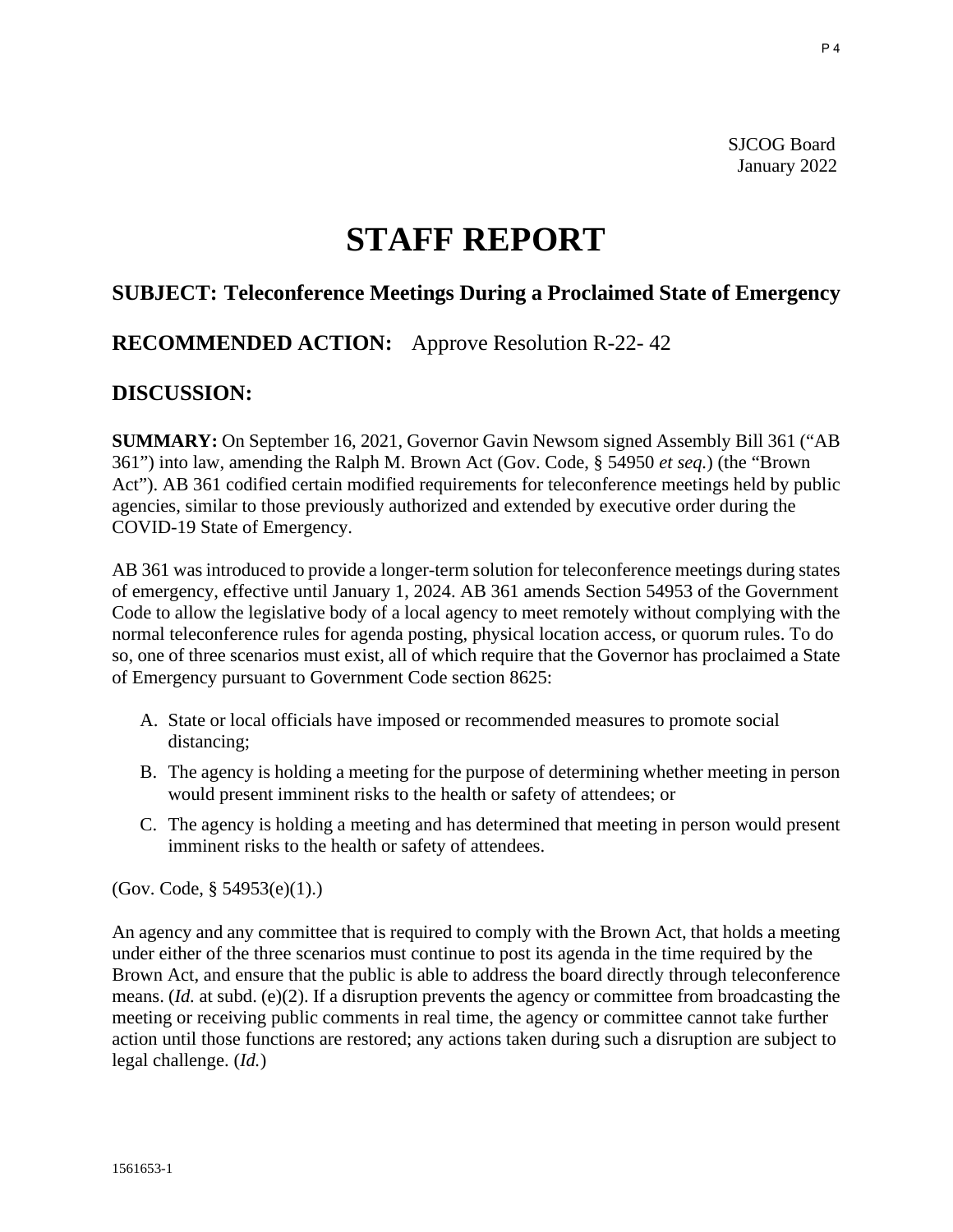SJCOG Board
January 2022

# STAFF REPORT

## SUBJECT: Teleconference Meetings During a Proclaimed State of Emergency

## RECOMMENDED ACTION: Approve Resolution R-22- 42

## DISCUSSION:

**SUMMARY:** On September 16, 2021, Governor Gavin Newsom signed Assembly Bill 361 ("AB 361") into law, amending the Ralph M. Brown Act (Gov. Code, § 54950 *et seq.*) (the "Brown Act"). AB 361 codified certain modified requirements for teleconference meetings held by public agencies, similar to those previously authorized and extended by executive order during the COVID-19 State of Emergency.

AB 361 was introduced to provide a longer-term solution for teleconference meetings during states of emergency, effective until January 1, 2024. AB 361 amends Section 54953 of the Government Code to allow the legislative body of a local agency to meet remotely without complying with the normal teleconference rules for agenda posting, physical location access, or quorum rules. To do so, one of three scenarios must exist, all of which require that the Governor has proclaimed a State of Emergency pursuant to Government Code section 8625:

A. State or local officials have imposed or recommended measures to promote social distancing;
B. The agency is holding a meeting for the purpose of determining whether meeting in person would present imminent risks to the health or safety of attendees; or
C. The agency is holding a meeting and has determined that meeting in person would present imminent risks to the health or safety of attendees.

(Gov. Code, § 54953(e)(1).)

An agency and any committee that is required to comply with the Brown Act, that holds a meeting under either of the three scenarios must continue to post its agenda in the time required by the Brown Act, and ensure that the public is able to address the board directly through teleconference means. (*Id.* at subd. (e)(2). If a disruption prevents the agency or committee from broadcasting the meeting or receiving public comments in real time, the agency or committee cannot take further action until those functions are restored; any actions taken during such a disruption are subject to legal challenge. (*Id.*)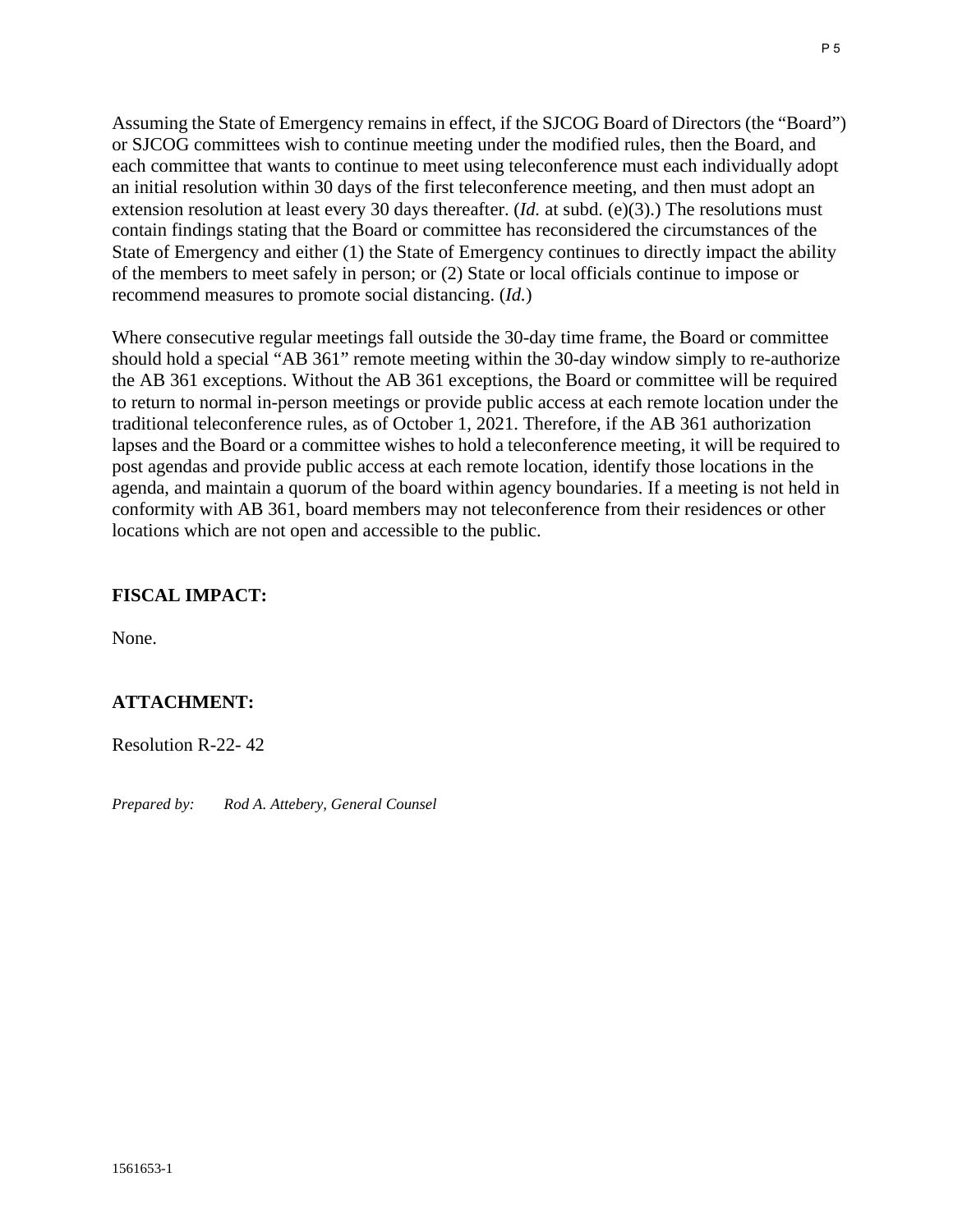Assuming the State of Emergency remains in effect, if the SJCOG Board of Directors (the "Board") or SJCOG committees wish to continue meeting under the modified rules, then the Board, and each committee that wants to continue to meet using teleconference must each individually adopt an initial resolution within 30 days of the first teleconference meeting, and then must adopt an extension resolution at least every 30 days thereafter. (*Id.* at subd. (e)(3).) The resolutions must contain findings stating that the Board or committee has reconsidered the circumstances of the State of Emergency and either (1) the State of Emergency continues to directly impact the ability of the members to meet safely in person; or (2) State or local officials continue to impose or recommend measures to promote social distancing. (*Id.*)

Where consecutive regular meetings fall outside the 30-day time frame, the Board or committee should hold a special "AB 361" remote meeting within the 30-day window simply to re-authorize the AB 361 exceptions. Without the AB 361 exceptions, the Board or committee will be required to return to normal in-person meetings or provide public access at each remote location under the traditional teleconference rules, as of October 1, 2021. Therefore, if the AB 361 authorization lapses and the Board or a committee wishes to hold a teleconference meeting, it will be required to post agendas and provide public access at each remote location, identify those locations in the agenda, and maintain a quorum of the board within agency boundaries. If a meeting is not held in conformity with AB 361, board members may not teleconference from their residences or other locations which are not open and accessible to the public.

**FISCAL IMPACT:**

None.

**ATTACHMENT:**

Resolution R-22- 42

*Prepared by: Rod A. Attebery, General Counsel*

1561653-1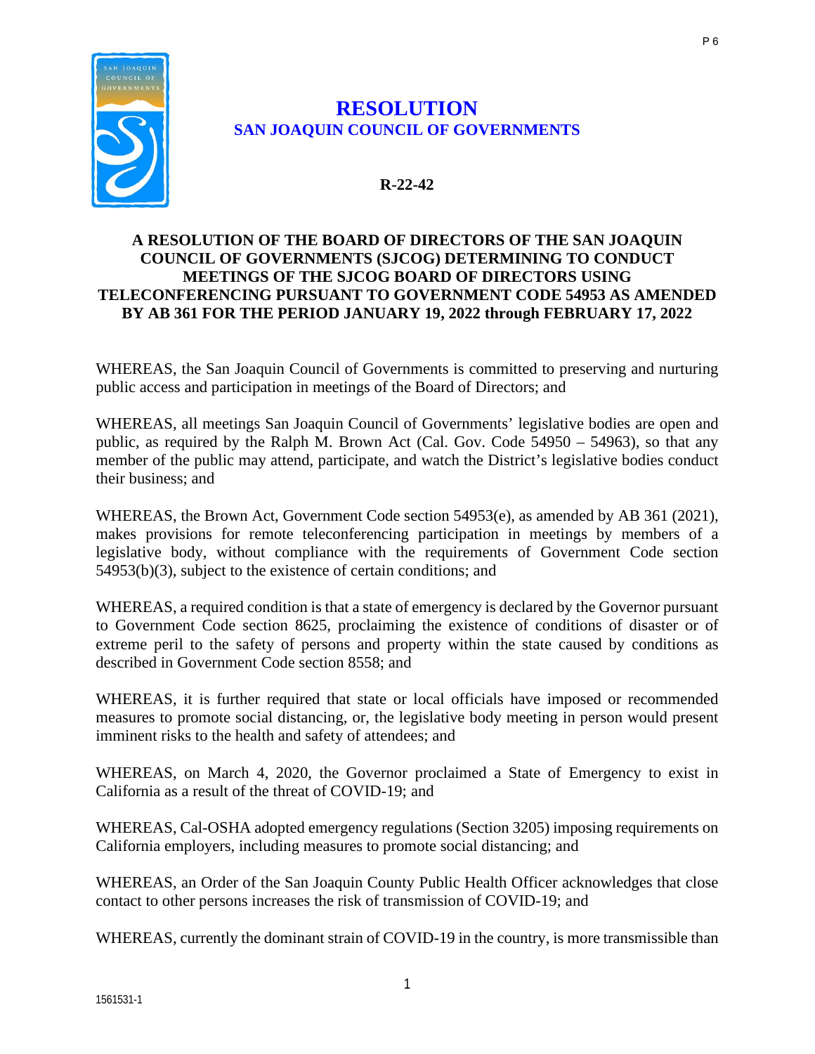# RESOLUTION

## SAN JOAQUIN COUNCIL OF GOVERNMENTS

**R-22-42**

**A RESOLUTION OF THE BOARD OF DIRECTORS OF THE SAN JOAQUIN COUNCIL OF GOVERNMENTS (SJCOG) DETERMINING TO CONDUCT MEETINGS OF THE SJCOG BOARD OF DIRECTORS USING TELECONFERENCING PURSUANT TO GOVERNMENT CODE 54953 AS AMENDED BY AB 361 FOR THE PERIOD JANUARY 19, 2022 through FEBRUARY 17, 2022**

WHEREAS, the San Joaquin Council of Governments is committed to preserving and nurturing public access and participation in meetings of the Board of Directors; and

WHEREAS, all meetings San Joaquin Council of Governments' legislative bodies are open and public, as required by the Ralph M. Brown Act (Cal. Gov. Code 54950 – 54963), so that any member of the public may attend, participate, and watch the District's legislative bodies conduct their business; and

WHEREAS, the Brown Act, Government Code section 54953(e), as amended by AB 361 (2021), makes provisions for remote teleconferencing participation in meetings by members of a legislative body, without compliance with the requirements of Government Code section 54953(b)(3), subject to the existence of certain conditions; and

WHEREAS, a required condition is that a state of emergency is declared by the Governor pursuant to Government Code section 8625, proclaiming the existence of conditions of disaster or of extreme peril to the safety of persons and property within the state caused by conditions as described in Government Code section 8558; and

WHEREAS, it is further required that state or local officials have imposed or recommended measures to promote social distancing, or, the legislative body meeting in person would present imminent risks to the health and safety of attendees; and

WHEREAS, on March 4, 2020, the Governor proclaimed a State of Emergency to exist in California as a result of the threat of COVID-19; and

WHEREAS, Cal-OSHA adopted emergency regulations (Section 3205) imposing requirements on California employers, including measures to promote social distancing; and

WHEREAS, an Order of the San Joaquin County Public Health Officer acknowledges that close contact to other persons increases the risk of transmission of COVID-19; and

WHEREAS, currently the dominant strain of COVID-19 in the country, is more transmissible than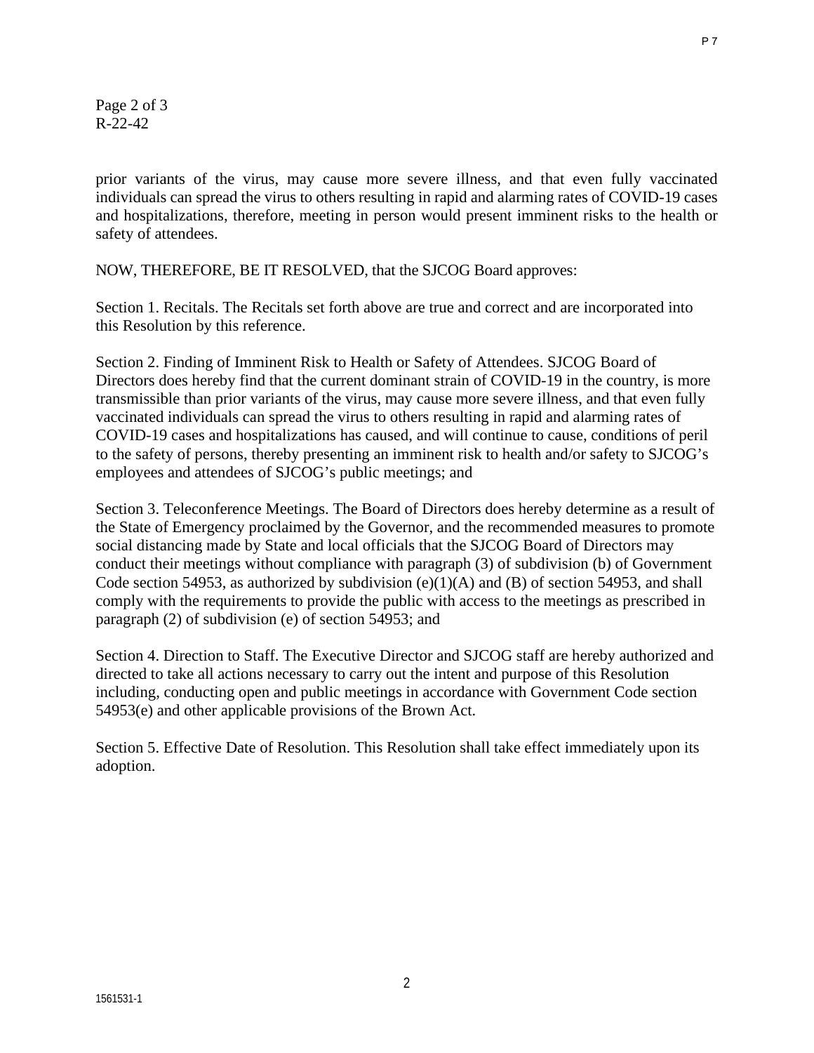prior variants of the virus, may cause more severe illness, and that even fully vaccinated individuals can spread the virus to others resulting in rapid and alarming rates of COVID-19 cases and hospitalizations, therefore, meeting in person would present imminent risks to the health or safety of attendees.

NOW, THEREFORE, BE IT RESOLVED, that the SJCOG Board approves:

Section 1. Recitals. The Recitals set forth above are true and correct and are incorporated into this Resolution by this reference.

Section 2. Finding of Imminent Risk to Health or Safety of Attendees. SJCOG Board of Directors does hereby find that the current dominant strain of COVID-19 in the country, is more transmissible than prior variants of the virus, may cause more severe illness, and that even fully vaccinated individuals can spread the virus to others resulting in rapid and alarming rates of COVID-19 cases and hospitalizations has caused, and will continue to cause, conditions of peril to the safety of persons, thereby presenting an imminent risk to health and/or safety to SJCOG's employees and attendees of SJCOG's public meetings; and

Section 3. Teleconference Meetings. The Board of Directors does hereby determine as a result of the State of Emergency proclaimed by the Governor, and the recommended measures to promote social distancing made by State and local officials that the SJCOG Board of Directors may conduct their meetings without compliance with paragraph (3) of subdivision (b) of Government Code section 54953, as authorized by subdivision (e)(1)(A) and (B) of section 54953, and shall comply with the requirements to provide the public with access to the meetings as prescribed in paragraph (2) of subdivision (e) of section 54953; and

Section 4. Direction to Staff. The Executive Director and SJCOG staff are hereby authorized and directed to take all actions necessary to carry out the intent and purpose of this Resolution including, conducting open and public meetings in accordance with Government Code section 54953(e) and other applicable provisions of the Brown Act.

Section 5. Effective Date of Resolution. This Resolution shall take effect immediately upon its adoption.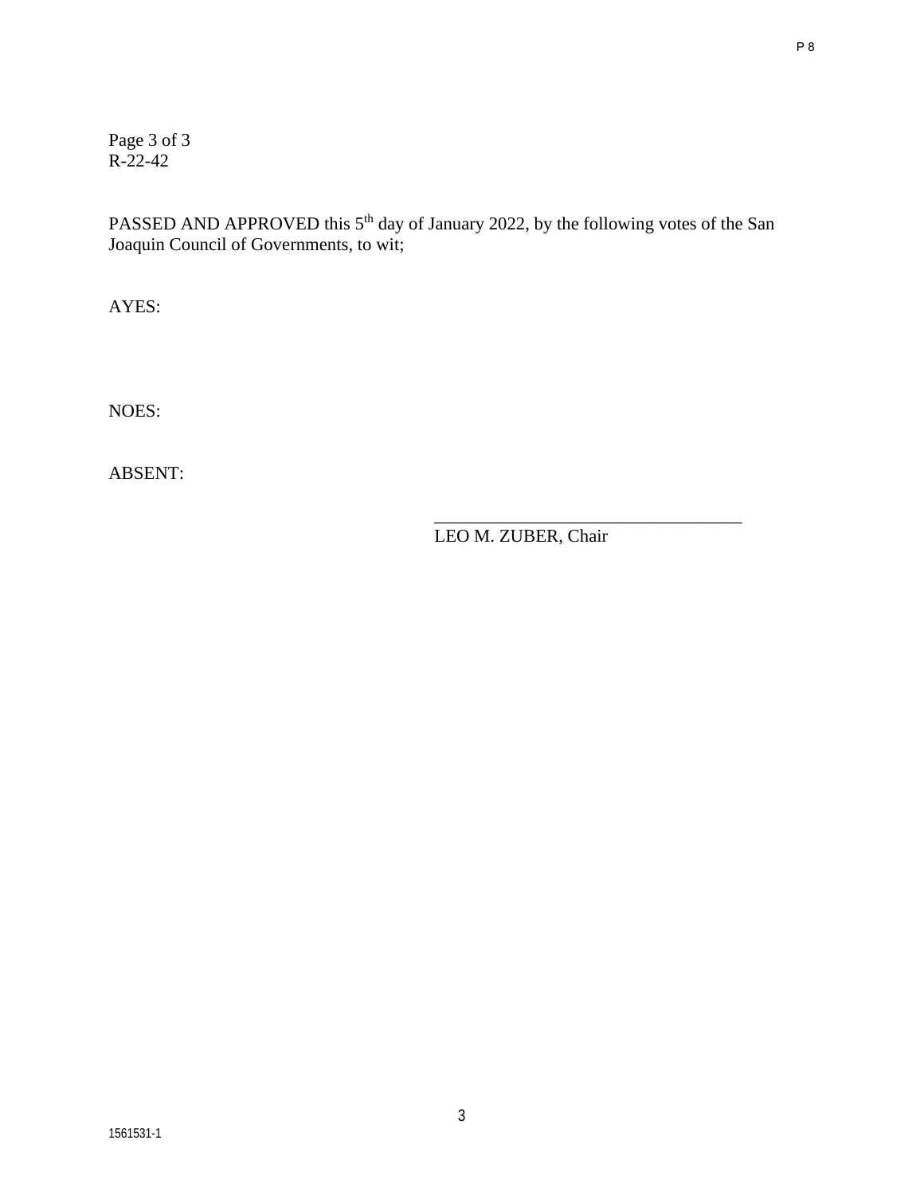Page 3 of 3
R-22-42

PASSED AND APPROVED this 5th day of January 2022, by the following votes of the San Joaquin Council of Governments, to wit;

AYES:

NOES:

ABSENT:

\_\_\_\_\_\_\_\_\_\_\_\_\_\_\_\_\_\_\_\_\_\_\_\_\_\_\_\_\_\_\_\_\_\_\_
LEO M. ZUBER, Chair

1561531-1